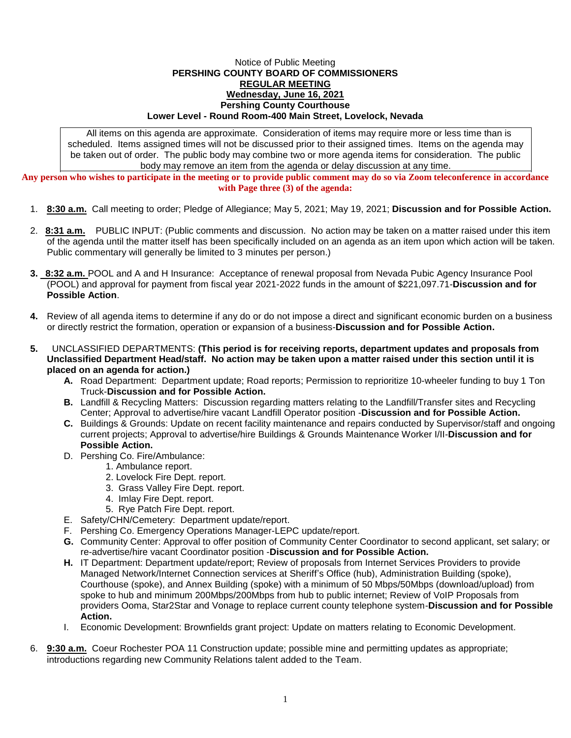Notice of Public Meeting

**PERSHING COUNTY BOARD OF COMMISSIONERS**

**REGULAR MEETING**

**Wednesday, June 16, 2021**

**Pershing County Courthouse**

**Lower Level - Round Room-400 Main Street, Lovelock, Nevada**

All items on this agenda are approximate. Consideration of items may require more or less time than is scheduled. Items assigned times will not be discussed prior to their assigned times. Items on the agenda may be taken out of order. The public body may combine two or more agenda items for consideration. The public body may remove an item from the agenda or delay discussion at any time.

**Any person who wishes to participate in the meeting or to provide public comment may do so via Zoom teleconference in accordance with Page three (3) of the agenda:**

1. **8:30 a.m.** Call meeting to order; Pledge of Allegiance; May 5, 2021; May 19, 2021; **Discussion and for Possible Action.**

2. **8:31 a.m.** PUBLIC INPUT: (Public comments and discussion. No action may be taken on a matter raised under this item of the agenda until the matter itself has been specifically included on an agenda as an item upon which action will be taken. Public commentary will generally be limited to 3 minutes per person.)

3. **8:32 a.m.** POOL and A and H Insurance: Acceptance of renewal proposal from Nevada Pubic Agency Insurance Pool (POOL) and approval for payment from fiscal year 2021-2022 funds in the amount of $221,097.71-**Discussion and for Possible Action**.

4. Review of all agenda items to determine if any do or do not impose a direct and significant economic burden on a business or directly restrict the formation, operation or expansion of a business-**Discussion and for Possible Action.**

5. UNCLASSIFIED DEPARTMENTS: **(This period is for receiving reports, department updates and proposals from Unclassified Department Head/staff. No action may be taken upon a matter raised under this section until it is placed on an agenda for action.)**
   - **A.** Road Department: Department update; Road reports; Permission to reprioritize 10-wheeler funding to buy 1 Ton Truck-**Discussion and for Possible Action.**
   - **B.** Landfill & Recycling Matters: Discussion regarding matters relating to the Landfill/Transfer sites and Recycling Center; Approval to advertise/hire vacant Landfill Operator position -**Discussion and for Possible Action.**
   - **C.** Buildings & Grounds: Update on recent facility maintenance and repairs conducted by Supervisor/staff and ongoing current projects; Approval to advertise/hire Buildings & Grounds Maintenance Worker I/II-**Discussion and for Possible Action.**
   - D. Pershing Co. Fire/Ambulance:
     1. Ambulance report.
     2. Lovelock Fire Dept. report.
     3. Grass Valley Fire Dept. report.
     4. Imlay Fire Dept. report.
     5. Rye Patch Fire Dept. report.
   - E. Safety/CHN/Cemetery: Department update/report.
   - F. Pershing Co. Emergency Operations Manager-LEPC update/report.
   - **G.** Community Center: Approval to offer position of Community Center Coordinator to second applicant, set salary; or re-advertise/hire vacant Coordinator position -**Discussion and for Possible Action.**
   - **H.** IT Department: Department update/report; Review of proposals from Internet Services Providers to provide Managed Network/Internet Connection services at Sheriff's Office (hub), Administration Building (spoke), Courthouse (spoke), and Annex Building (spoke) with a minimum of 50 Mbps/50Mbps (download/upload) from spoke to hub and minimum 200Mbps/200Mbps from hub to public internet; Review of VoIP Proposals from providers Ooma, Star2Star and Vonage to replace current county telephone system-**Discussion and for Possible Action.**
   - I. Economic Development: Brownfields grant project: Update on matters relating to Economic Development.

6. **9:30 a.m.** Coeur Rochester POA 11 Construction update; possible mine and permitting updates as appropriate; introductions regarding new Community Relations talent added to the Team.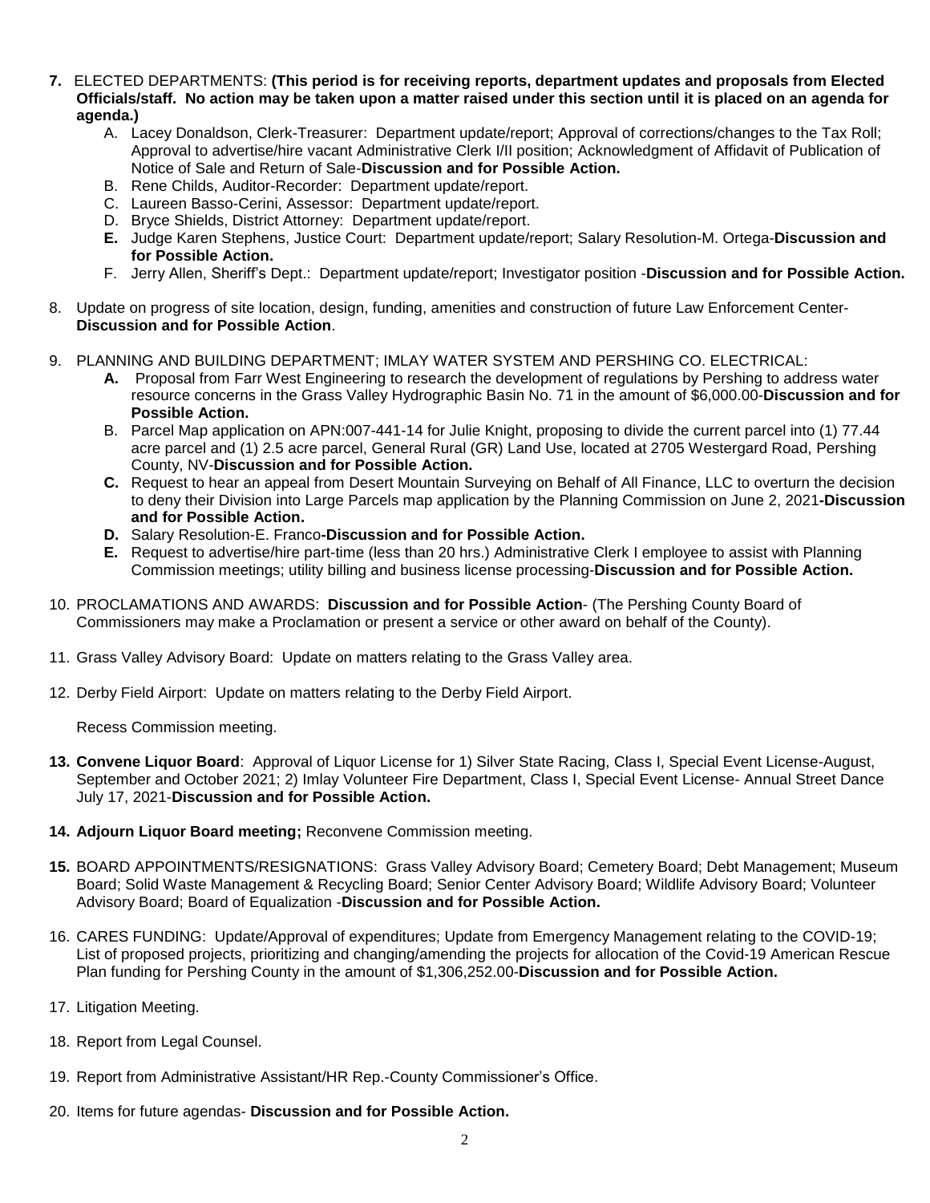7. ELECTED DEPARTMENTS: **(This period is for receiving reports, department updates and proposals from Elected Officials/staff. No action may be taken upon a matter raised under this section until it is placed on an agenda for agenda.)**
   A. Lacey Donaldson, Clerk-Treasurer: Department update/report; Approval of corrections/changes to the Tax Roll; Approval to advertise/hire vacant Administrative Clerk I/II position; Acknowledgment of Affidavit of Publication of Notice of Sale and Return of Sale-**Discussion and for Possible Action.**
   B. Rene Childs, Auditor-Recorder: Department update/report.
   C. Laureen Basso-Cerini, Assessor: Department update/report.
   D. Bryce Shields, District Attorney: Department update/report.
   E. Judge Karen Stephens, Justice Court: Department update/report; Salary Resolution-M. Ortega-**Discussion and for Possible Action.**
   F. Jerry Allen, Sheriff's Dept.: Department update/report; Investigator position -**Discussion and for Possible Action.**

8. Update on progress of site location, design, funding, amenities and construction of future Law Enforcement Center- **Discussion and for Possible Action**.

9. PLANNING AND BUILDING DEPARTMENT; IMLAY WATER SYSTEM AND PERSHING CO. ELECTRICAL:
   A. Proposal from Farr West Engineering to research the development of regulations by Pershing to address water resource concerns in the Grass Valley Hydrographic Basin No. 71 in the amount of $6,000.00-**Discussion and for Possible Action.**
   B. Parcel Map application on APN:007-441-14 for Julie Knight, proposing to divide the current parcel into (1) 77.44 acre parcel and (1) 2.5 acre parcel, General Rural (GR) Land Use, located at 2705 Westergard Road, Pershing County, NV-**Discussion and for Possible Action.**
   C. Request to hear an appeal from Desert Mountain Surveying on Behalf of All Finance, LLC to overturn the decision to deny their Division into Large Parcels map application by the Planning Commission on June 2, 2021-**Discussion and for Possible Action.**
   D. Salary Resolution-E. Franco-**Discussion and for Possible Action.**
   E. Request to advertise/hire part-time (less than 20 hrs.) Administrative Clerk I employee to assist with Planning Commission meetings; utility billing and business license processing-**Discussion and for Possible Action.**

10. PROCLAMATIONS AND AWARDS: **Discussion and for Possible Action**- (The Pershing County Board of Commissioners may make a Proclamation or present a service or other award on behalf of the County).

11. Grass Valley Advisory Board: Update on matters relating to the Grass Valley area.

12. Derby Field Airport: Update on matters relating to the Derby Field Airport.

    Recess Commission meeting.

13. **Convene Liquor Board**: Approval of Liquor License for 1) Silver State Racing, Class I, Special Event License-August, September and October 2021; 2) Imlay Volunteer Fire Department, Class I, Special Event License- Annual Street Dance July 17, 2021-**Discussion and for Possible Action.**

14. **Adjourn Liquor Board meeting;** Reconvene Commission meeting.

15. BOARD APPOINTMENTS/RESIGNATIONS: Grass Valley Advisory Board; Cemetery Board; Debt Management; Museum Board; Solid Waste Management & Recycling Board; Senior Center Advisory Board; Wildlife Advisory Board; Volunteer Advisory Board; Board of Equalization -**Discussion and for Possible Action.**

16. CARES FUNDING: Update/Approval of expenditures; Update from Emergency Management relating to the COVID-19; List of proposed projects, prioritizing and changing/amending the projects for allocation of the Covid-19 American Rescue Plan funding for Pershing County in the amount of $1,306,252.00-**Discussion and for Possible Action.**

17. Litigation Meeting.

18. Report from Legal Counsel.

19. Report from Administrative Assistant/HR Rep.-County Commissioner's Office.

20. Items for future agendas- **Discussion and for Possible Action.**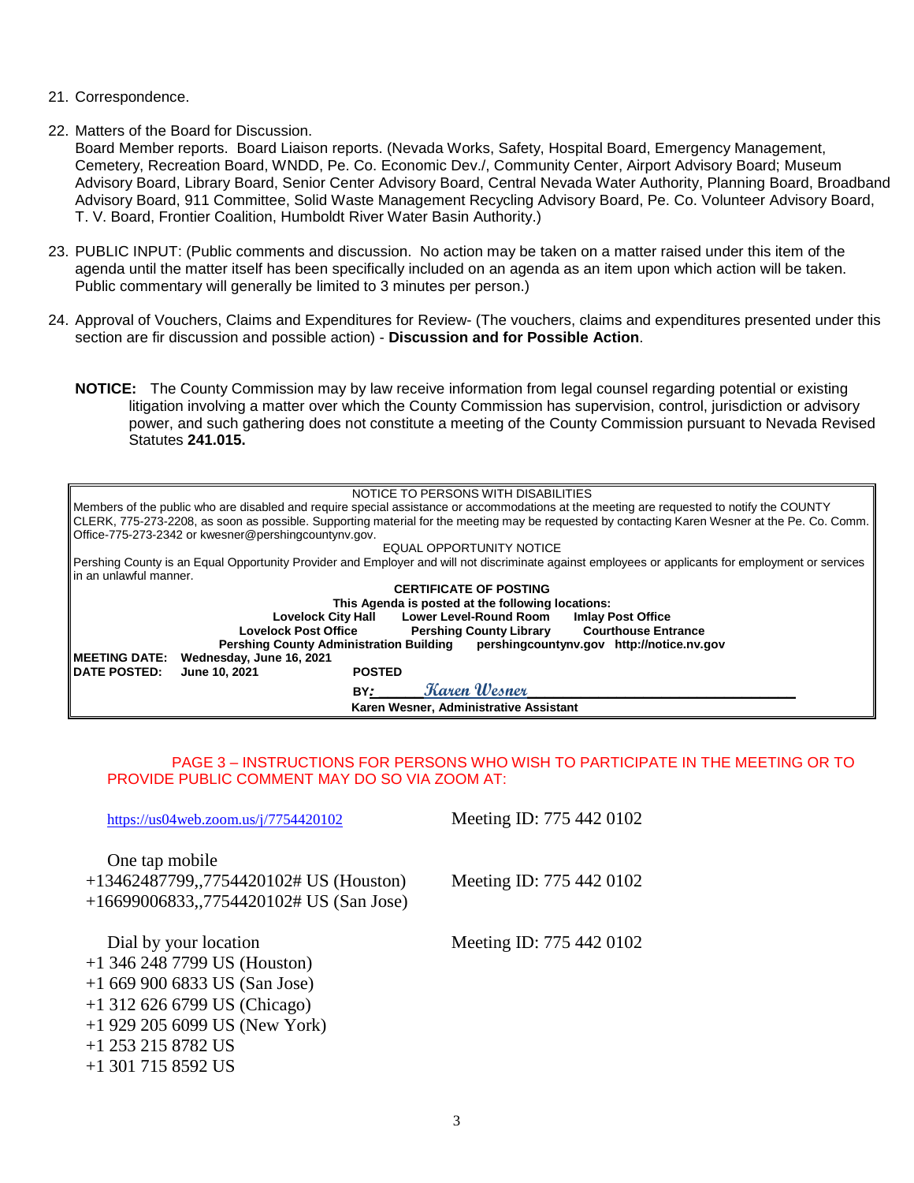21. Correspondence.

22. Matters of the Board for Discussion.
    Board Member reports. Board Liaison reports. (Nevada Works, Safety, Hospital Board, Emergency Management, Cemetery, Recreation Board, WNDD, Pe. Co. Economic Dev./, Community Center, Airport Advisory Board; Museum Advisory Board, Library Board, Senior Center Advisory Board, Central Nevada Water Authority, Planning Board, Broadband Advisory Board, 911 Committee, Solid Waste Management Recycling Advisory Board, Pe. Co. Volunteer Advisory Board, T. V. Board, Frontier Coalition, Humboldt River Water Basin Authority.)

23. PUBLIC INPUT: (Public comments and discussion. No action may be taken on a matter raised under this item of the agenda until the matter itself has been specifically included on an agenda as an item upon which action will be taken. Public commentary will generally be limited to 3 minutes per person.)

24. Approval of Vouchers, Claims and Expenditures for Review- (The vouchers, claims and expenditures presented under this section are fir discussion and possible action) - **Discussion and for Possible Action**.

**NOTICE:** The County Commission may by law receive information from legal counsel regarding potential or existing litigation involving a matter over which the County Commission has supervision, control, jurisdiction or advisory power, and such gathering does not constitute a meeting of the County Commission pursuant to Nevada Revised Statutes **241.015.**

NOTICE TO PERSONS WITH DISABILITIES

Members of the public who are disabled and require special assistance or accommodations at the meeting are requested to notify the COUNTY CLERK, 775-273-2208, as soon as possible. Supporting material for the meeting may be requested by contacting Karen Wesner at the Pe. Co. Comm. Office-775-273-2342 or kwesner@pershingcountynv.gov.

EQUAL OPPORTUNITY NOTICE

Pershing County is an Equal Opportunity Provider and Employer and will not discriminate against employees or applicants for employment or services in an unlawful manner.

**CERTIFICATE OF POSTING**

**This Agenda is posted at the following locations:**

**Lovelock City Hall    Lower Level-Round Room    Imlay Post Office**
**Lovelock Post Office    Pershing County Library    Courthouse Entrance**
**Pershing County Administration Building    pershingcountynv.gov    http://notice.nv.gov**

**MEETING DATE: Wednesday, June 16, 2021**
**DATE POSTED: June 10, 2021    POSTED**

**BY:** *Karen Wesner*
**Karen Wesner, Administrative Assistant**

PAGE 3 – INSTRUCTIONS FOR PERSONS WHO WISH TO PARTICIPATE IN THE MEETING OR TO PROVIDE PUBLIC COMMENT MAY DO SO VIA ZOOM AT:

https://us04web.zoom.us/j/7754420102    Meeting ID: 775 442 0102

One tap mobile
+13462487799,,7754420102# US (Houston)    Meeting ID: 775 442 0102
+16699006833,,7754420102# US (San Jose)

Dial by your location    Meeting ID: 775 442 0102
+1 346 248 7799 US (Houston)
+1 669 900 6833 US (San Jose)
+1 312 626 6799 US (Chicago)
+1 929 205 6099 US (New York)
+1 253 215 8782 US
+1 301 715 8592 US